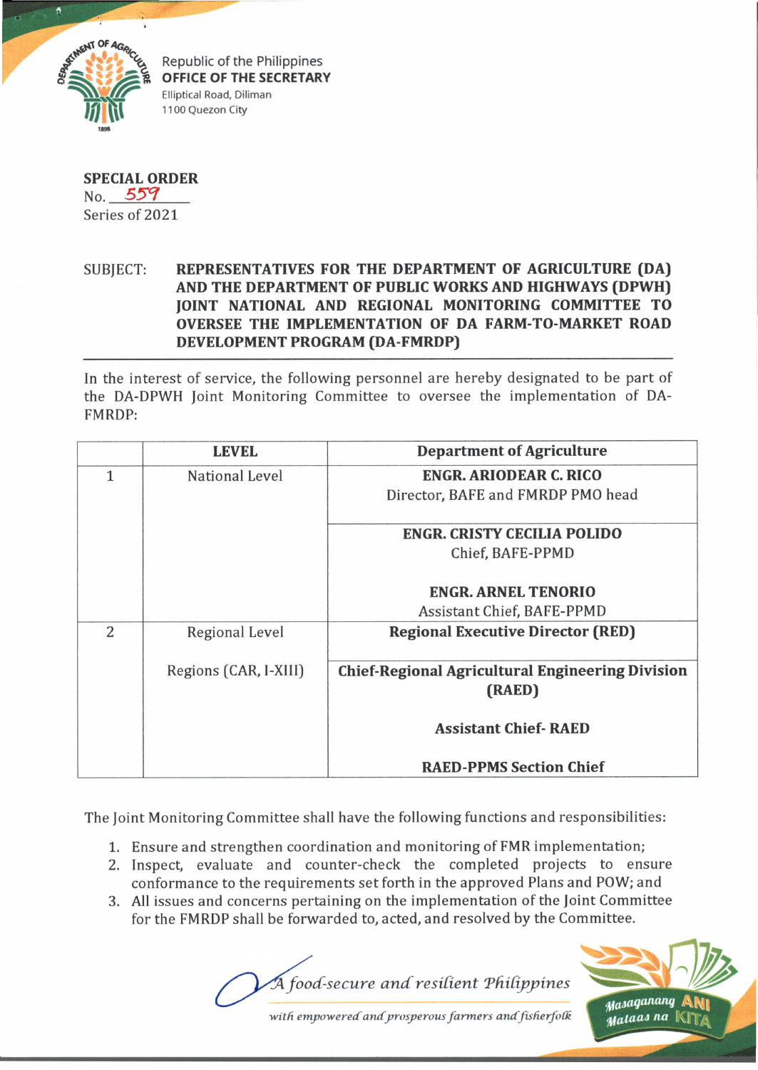Republic of the Philippines
**OFFICE OF THE SECRETARY**
Elliptical Road, Diliman
1100 Quezon City

**SPECIAL ORDER**
No. 559
Series of 2021

SUBJECT: **REPRESENTATIVES FOR THE DEPARTMENT OF AGRICULTURE (DA) AND THE DEPARTMENT OF PUBLIC WORKS AND HIGHWAYS (DPWH) JOINT NATIONAL AND REGIONAL MONITORING COMMITTEE TO OVERSEE THE IMPLEMENTATION OF DA FARM-TO-MARKET ROAD DEVELOPMENT PROGRAM (DA-FMRDP)**

In the interest of service, the following personnel are hereby designated to be part of the DA-DPWH Joint Monitoring Committee to oversee the implementation of DA-FMRDP:

| | LEVEL | Department of Agriculture |
|---|---|---|
| 1 | National Level | **ENGR. ARIODEAR C. RICO**<br>Director, BAFE and FMRDP PMO head |
| | | **ENGR. CRISTY CECILIA POLIDO**<br>Chief, BAFE-PPMD<br><br>**ENGR. ARNEL TENORIO**<br>Assistant Chief, BAFE-PPMD |
| 2 | Regional Level | **Regional Executive Director (RED)** |
| | Regions (CAR, I-XIII) | **Chief-Regional Agricultural Engineering Division (RAED)**<br><br>**Assistant Chief- RAED**<br><br>**RAED-PPMS Section Chief** |

The Joint Monitoring Committee shall have the following functions and responsibilities:

1. Ensure and strengthen coordination and monitoring of FMR implementation;
2. Inspect, evaluate and counter-check the completed projects to ensure conformance to the requirements set forth in the approved Plans and POW; and
3. All issues and concerns pertaining on the implementation of the Joint Committee for the FMRDP shall be forwarded to, acted, and resolved by the Committee.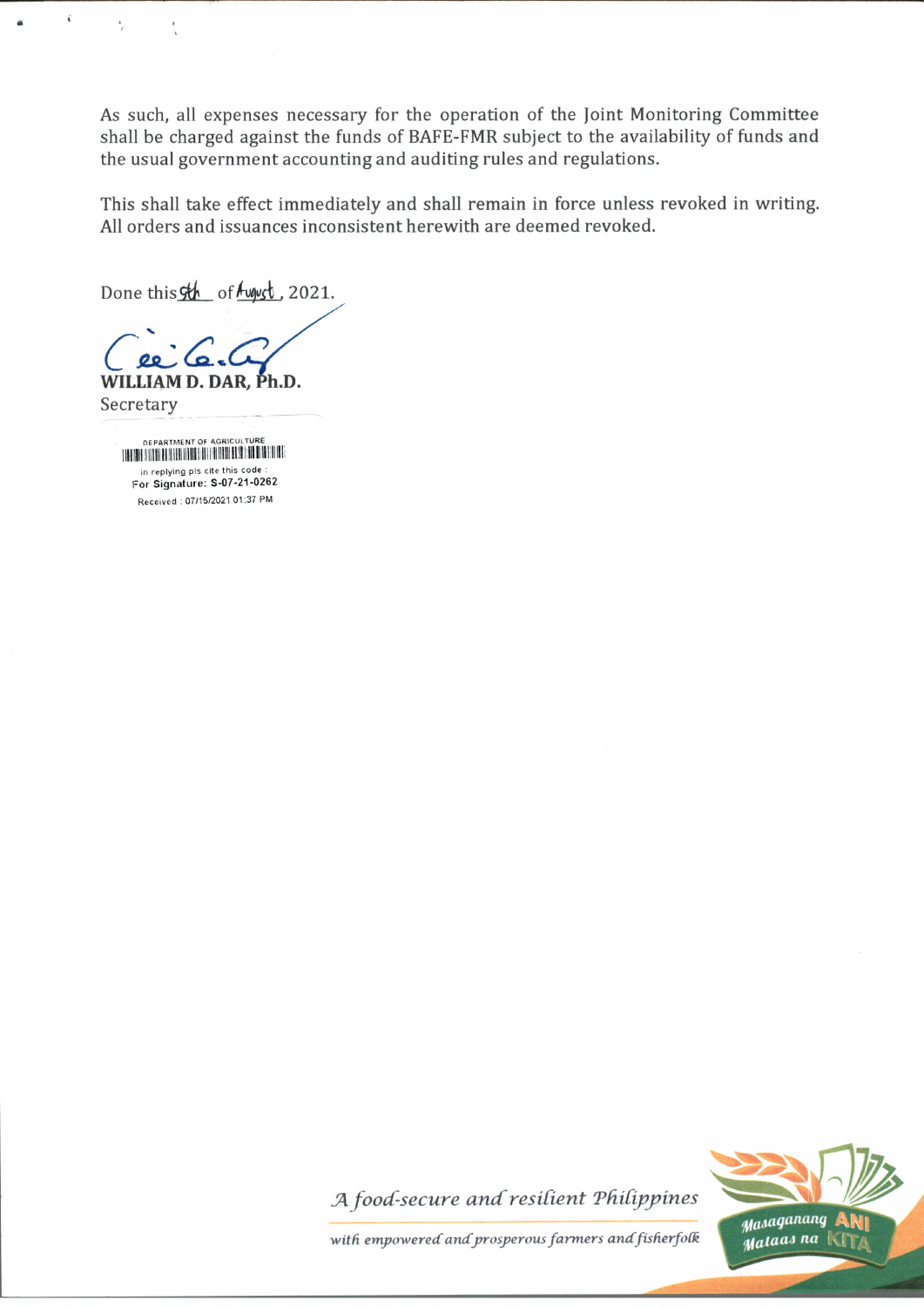As such, all expenses necessary for the operation of the Joint Monitoring Committee shall be charged against the funds of BAFE-FMR subject to the availability of funds and the usual government accounting and auditing rules and regulations.

This shall take effect immediately and shall remain in force unless revoked in writing. All orders and issuances inconsistent herewith are deemed revoked.

Done this 5th of August, 2021.

**WILLIAM D. DAR, Ph.D.**
Secretary

DEPARTMENT OF AGRICULTURE
in replying pls cite this code :
**For Signature: S-07-21-0262**
Received : 07/15/2021 01:37 PM

*A food-secure and resilient Philippines*
*with empowered and prosperous farmers and fisherfolk*

Masaganang ANI Mataas na KITA